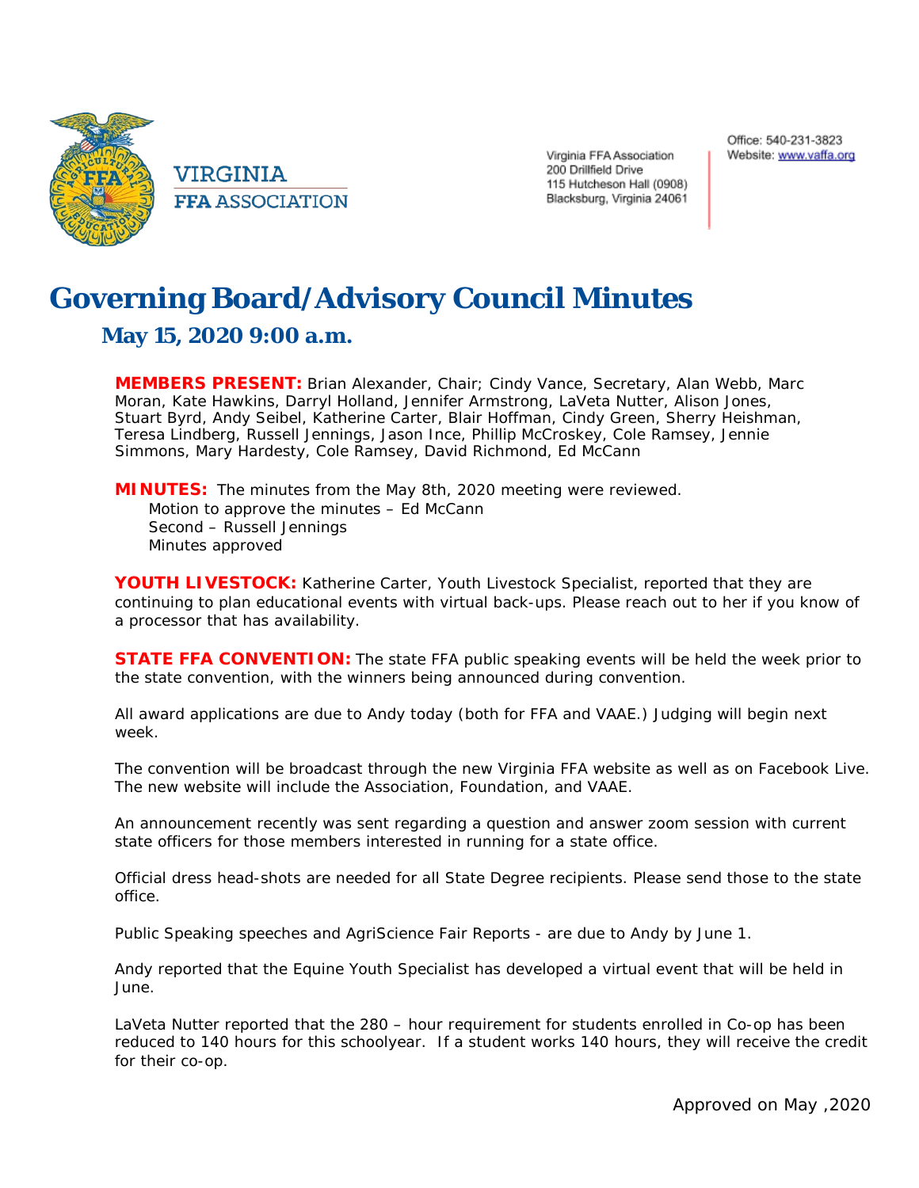VIRGINIA
FFA ASSOCIATION

Virginia FFA Association
200 Drillfield Drive
115 Hutcheson Hall (0908)
Blacksburg, Virginia 24061

Office: 540-231-3823
Website: www.vaffa.org

# Governing Board/Advisory Council Minutes

## May 15, 2020 9:00 a.m.

**MEMBERS PRESENT:** Brian Alexander, Chair; Cindy Vance, Secretary, Alan Webb, Marc Moran, Kate Hawkins, Darryl Holland, Jennifer Armstrong, LaVeta Nutter, Alison Jones, Stuart Byrd, Andy Seibel, Katherine Carter, Blair Hoffman, Cindy Green, Sherry Heishman, Teresa Lindberg, Russell Jennings, Jason Ince, Phillip McCroskey, Cole Ramsey, Jennie Simmons, Mary Hardesty, Cole Ramsey, David Richmond, Ed McCann

**MINUTES:** The minutes from the May 8th, 2020 meeting were reviewed.
Motion to approve the minutes – Ed McCann
Second – Russell Jennings
Minutes approved

**YOUTH LIVESTOCK:** Katherine Carter, Youth Livestock Specialist, reported that they are continuing to plan educational events with virtual back-ups. Please reach out to her if you know of a processor that has availability.

**STATE FFA CONVENTION:** The state FFA public speaking events will be held the week prior to the state convention, with the winners being announced during convention.

All award applications are due to Andy today (both for FFA and VAAE.) Judging will begin next week.

The convention will be broadcast through the new Virginia FFA website as well as on Facebook Live. The new website will include the Association, Foundation, and VAAE.

An announcement recently was sent regarding a question and answer zoom session with current state officers for those members interested in running for a state office.

Official dress head-shots are needed for all State Degree recipients. Please send those to the state office.

Public Speaking speeches and AgriScience Fair Reports - are due to Andy by June 1.

Andy reported that the Equine Youth Specialist has developed a virtual event that will be held in June.

LaVeta Nutter reported that the 280 – hour requirement for students enrolled in Co-op has been reduced to 140 hours for this schoolyear. If a student works 140 hours, they will receive the credit for their co-op.

Approved on May ,2020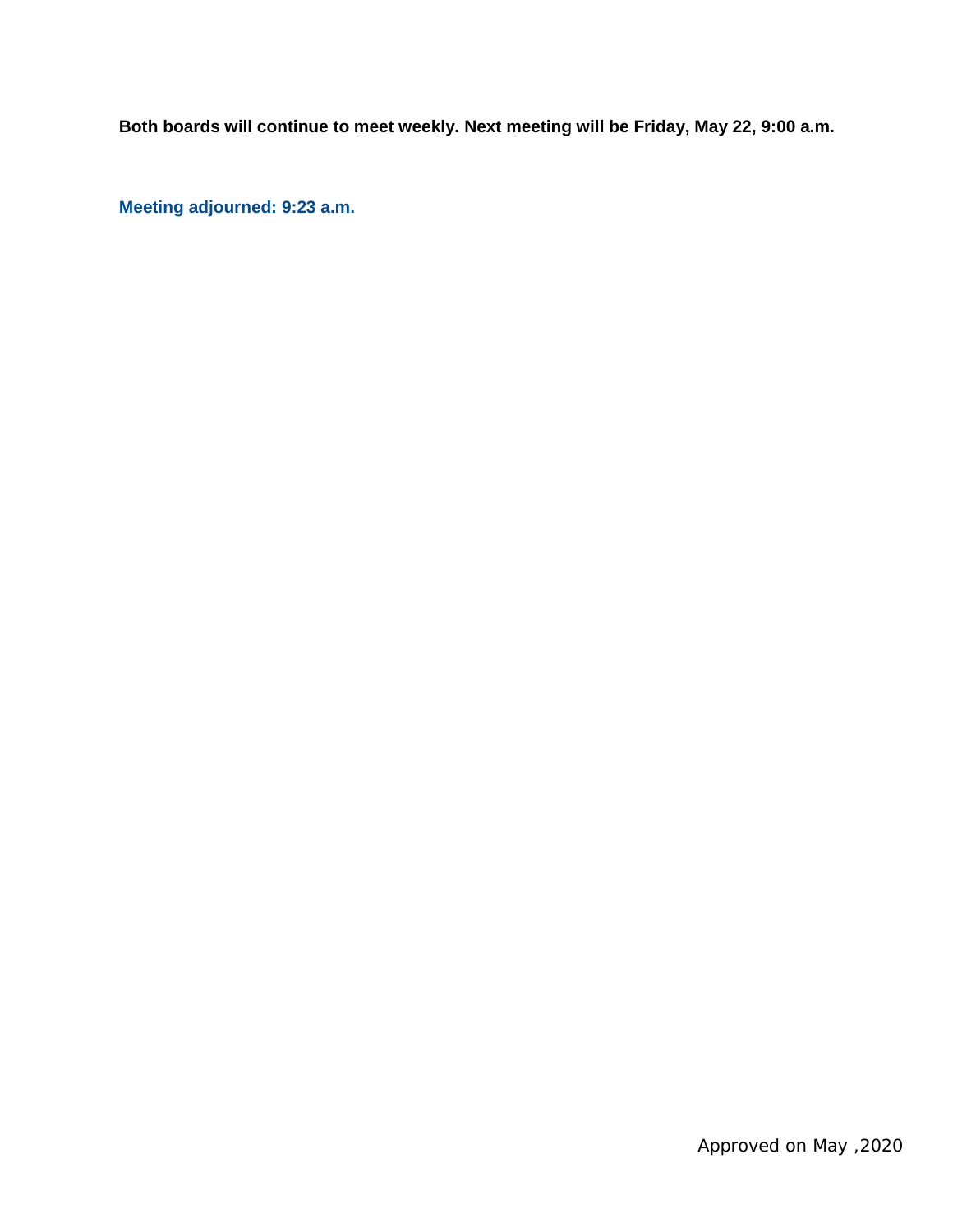**Both boards will continue to meet weekly. Next meeting will be Friday, May 22, 9:00 a.m.**

**Meeting adjourned: 9:23 a.m.**

Approved on May ,2020